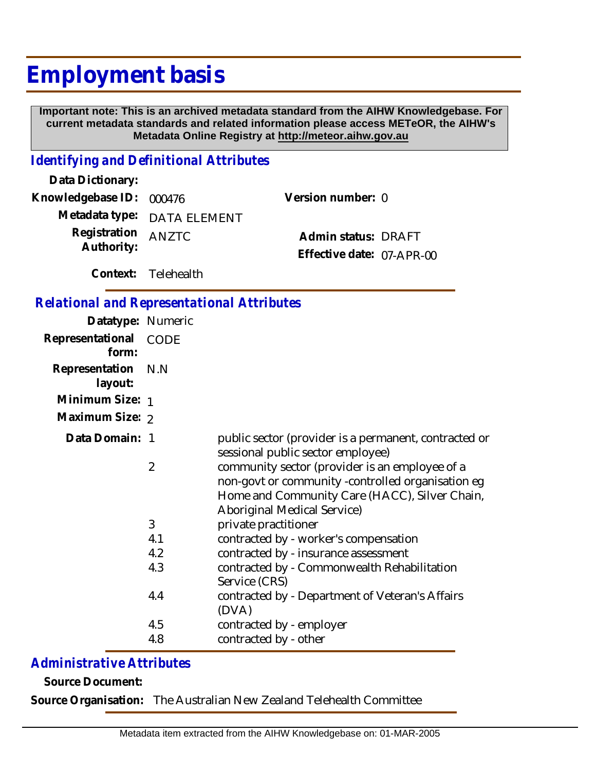# Employment basis

**Important note: This is an archived metadata standard from the AIHW Knowledgebase. For current metadata standards and related information please access METeOR, the AIHW's Metadata Online Registry at http://meteor.aihw.gov.au**

## *Identifying and Definitional Attributes*

**Data Dictionary:**

**Knowledgebase ID:** 000476

**Version number:** 0

**Metadata type:** DATA ELEMENT

**Registration Authority:** ANZTC

**Admin status:** DRAFT

**Effective date:** 07-APR-00

**Context:** Telehealth

## *Relational and Representational Attributes*

**Datatype:** Numeric

**Representational form:** CODE

**Representation layout:** N.N

**Minimum Size:** 1

**Maximum Size:** 2

**Data Domain:**

| | |
|---|---|
| 1 | public sector (provider is a permanent, contracted or sessional public sector employee) |
| 2 | community sector (provider is an employee of a non-govt or community -controlled organisation eg Home and Community Care (HACC), Silver Chain, Aboriginal Medical Service) |
| 3 | private practitioner |
| 4.1 | contracted by - worker's compensation |
| 4.2 | contracted by - insurance assessment |
| 4.3 | contracted by - Commonwealth Rehabilitation Service (CRS) |
| 4.4 | contracted by - Department of Veteran's Affairs (DVA) |
| 4.5 | contracted by - employer |
| 4.8 | contracted by - other |

## *Administrative Attributes*

**Source Document:**

**Source Organisation:** The Australian New Zealand Telehealth Committee

Metadata item extracted from the AIHW Knowledgebase on: 01-MAR-2005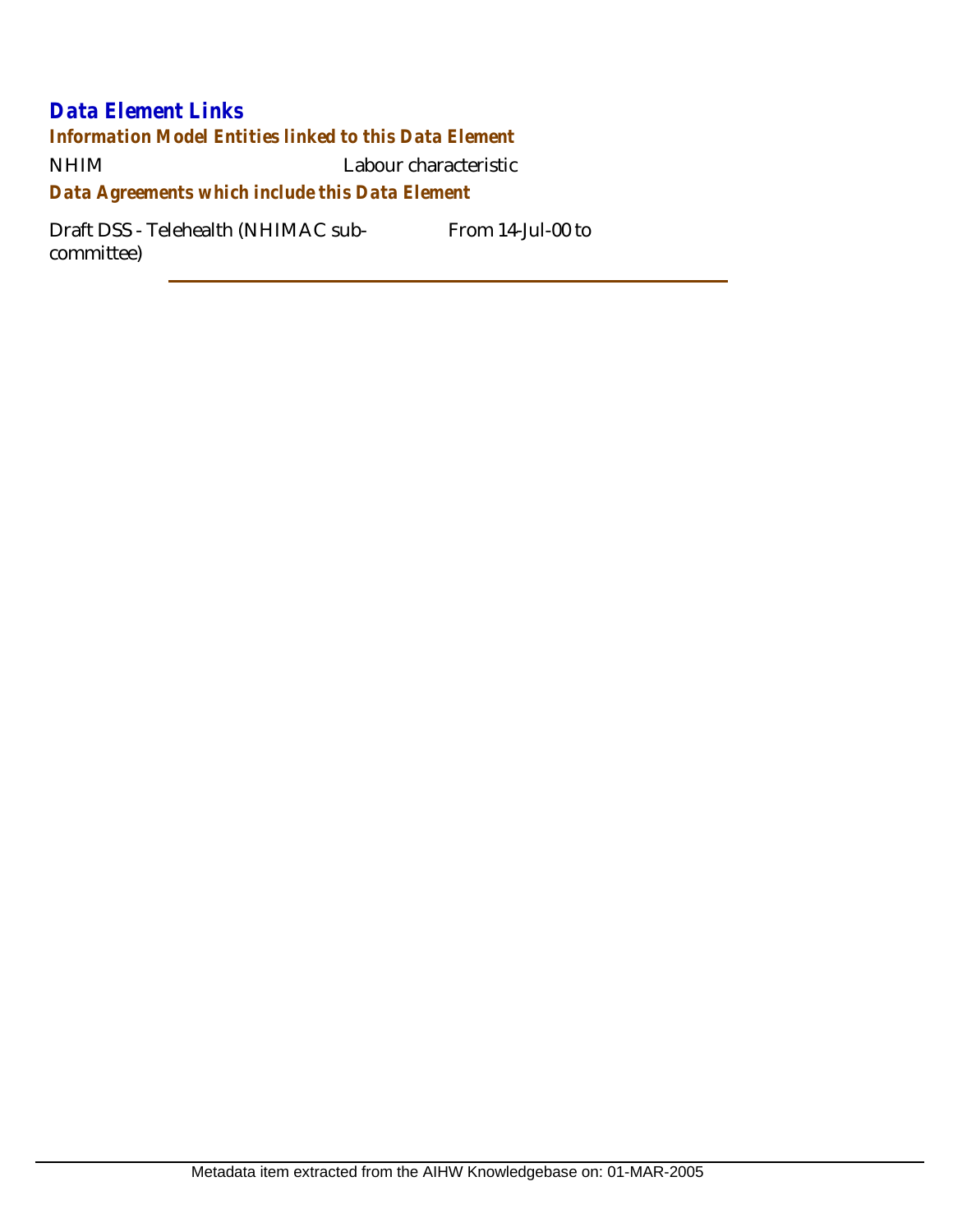## Data Element Links

### *Information Model Entities linked to this Data Element*

| | |
|---|---|
| NHIM | Labour characteristic |

### *Data Agreements which include this Data Element*

| | |
|---|---|
| Draft DSS - Telehealth (NHIMAC sub-committee) | From 14-Jul-00 to |

Metadata item extracted from the AIHW Knowledgebase on: 01-MAR-2005